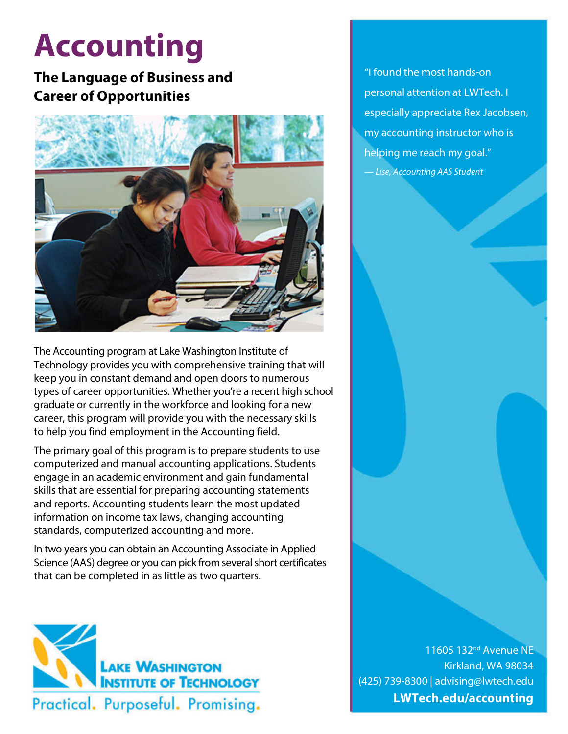# Accounting

## The Language of Business and Career of Opportunities

The Accounting program at Lake Washington Institute of Technology provides you with comprehensive training that will keep you in constant demand and open doors to numerous types of career opportunities. Whether you're a recent high school graduate or currently in the workforce and looking for a new career, this program will provide you with the necessary skills to help you find employment in the Accounting field.

The primary goal of this program is to prepare students to use computerized and manual accounting applications. Students engage in an academic environment and gain fundamental skills that are essential for preparing accounting statements and reports. Accounting students learn the most updated information on income tax laws, changing accounting standards, computerized accounting and more.

In two years you can obtain an Accounting Associate in Applied Science (AAS) degree or you can pick from several short certificates that can be completed in as little as two quarters.

Lake Washington Institute of Technology

Practical. Purposeful. Promising.

"I found the most hands-on personal attention at LWTech. I especially appreciate Rex Jacobsen, my accounting instructor who is helping me reach my goal."

*— Lise, Accounting AAS Student*

11605 132nd Avenue NE
Kirkland, WA 98034
(425) 739-8300 | advising@lwtech.edu
**LWTech.edu/accounting**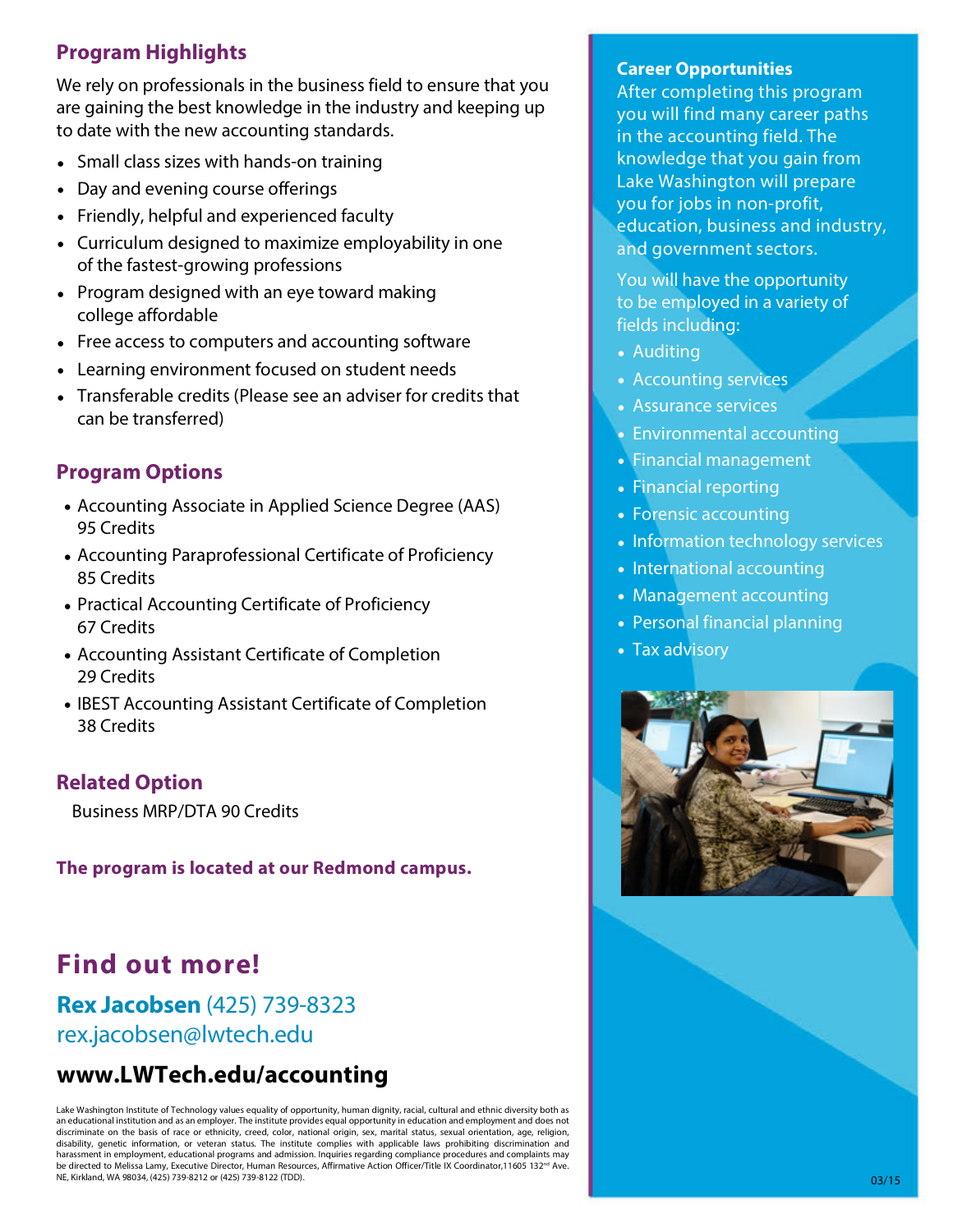## Program Highlights

We rely on professionals in the business field to ensure that you are gaining the best knowledge in the industry and keeping up to date with the new accounting standards.

- Small class sizes with hands-on training
- Day and evening course offerings
- Friendly, helpful and experienced faculty
- Curriculum designed to maximize employability in one of the fastest-growing professions
- Program designed with an eye toward making college affordable
- Free access to computers and accounting software
- Learning environment focused on student needs
- Transferable credits (Please see an adviser for credits that can be transferred)

## Program Options

- Accounting Associate in Applied Science Degree (AAS) 95 Credits
- Accounting Paraprofessional Certificate of Proficiency 85 Credits
- Practical Accounting Certificate of Proficiency 67 Credits
- Accounting Assistant Certificate of Completion 29 Credits
- IBEST Accounting Assistant Certificate of Completion 38 Credits

## Related Option

Business MRP/DTA 90 Credits

**The program is located at our Redmond campus.**

# Find out more!

**Rex Jacobsen** (425) 739-8323
rex.jacobsen@lwtech.edu

## www.LWTech.edu/accounting

Lake Washington Institute of Technology values equality of opportunity, human dignity, racial, cultural and ethnic diversity both as an educational institution and as an employer. The institute provides equal opportunity in education and employment and does not discriminate on the basis of race or ethnicity, creed, color, national origin, sex, marital status, sexual orientation, age, religion, disability, genetic information, or veteran status. The institute complies with applicable laws prohibiting discrimination and harassment in employment, educational programs and admission. Inquiries regarding compliance procedures and complaints may be directed to Melissa Lamy, Executive Director, Human Resources, Affirmative Action Officer/Title IX Coordinator,11605 132nd Ave. NE, Kirkland, WA 98034, (425) 739-8212 or (425) 739-8122 (TDD).

**Career Opportunities**

After completing this program you will find many career paths in the accounting field. The knowledge that you gain from Lake Washington will prepare you for jobs in non-profit, education, business and industry, and government sectors.

You will have the opportunity to be employed in a variety of fields including:

- Auditing
- Accounting services
- Assurance services
- Environmental accounting
- Financial management
- Financial reporting
- Forensic accounting
- Information technology services
- International accounting
- Management accounting
- Personal financial planning
- Tax advisory

03/15